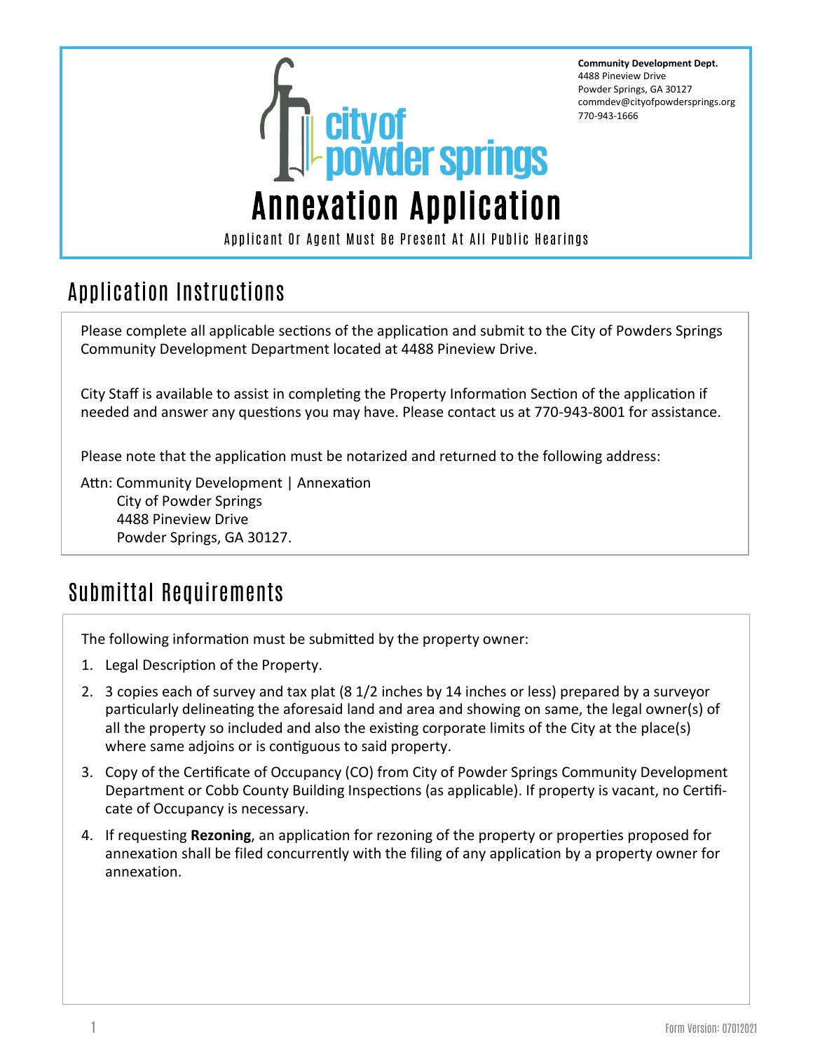**Community Development Dept.**
4488 Pineview Drive
Powder Springs, GA 30127
commdev@cityofpowdersprings.org
770-943-1666

city of powder springs

# Annexation Application

Applicant Or Agent Must Be Present At All Public Hearings

## Application Instructions

Please complete all applicable sections of the application and submit to the City of Powders Springs Community Development Department located at 4488 Pineview Drive.

City Staff is available to assist in completing the Property Information Section of the application if needed and answer any questions you may have. Please contact us at 770-943-8001 for assistance.

Please note that the application must be notarized and returned to the following address:

Attn: Community Development | Annexation
City of Powder Springs
4488 Pineview Drive
Powder Springs, GA 30127.

## Submittal Requirements

The following information must be submitted by the property owner:

1. Legal Description of the Property.
2. 3 copies each of survey and tax plat (8 1/2 inches by 14 inches or less) prepared by a surveyor particularly delineating the aforesaid land and area and showing on same, the legal owner(s) of all the property so included and also the existing corporate limits of the City at the place(s) where same adjoins or is contiguous to said property.
3. Copy of the Certificate of Occupancy (CO) from City of Powder Springs Community Development Department or Cobb County Building Inspections (as applicable). If property is vacant, no Certificate of Occupancy is necessary.
4. If requesting **Rezoning**, an application for rezoning of the property or properties proposed for annexation shall be filed concurrently with the filing of any application by a property owner for annexation.

Form Version: 07012021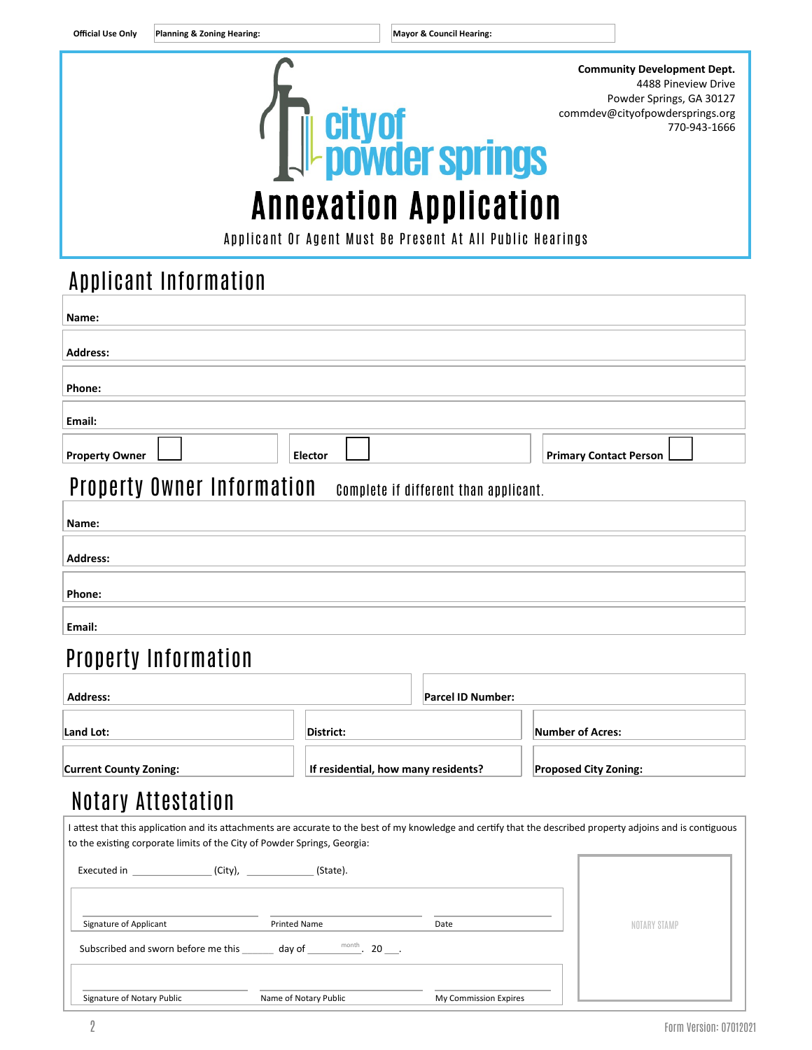Official Use Only | Planning & Zoning Hearing: | Mayor & Council Hearing:

**Community Development Dept.**
4488 Pineview Drive
Powder Springs, GA 30127
commdev@cityofpowdersprings.org
770-943-1666

city of powder springs

# Annexation Application

Applicant Or Agent Must Be Present At All Public Hearings

## Applicant Information

**Name:**

**Address:**

**Phone:**

**Email:**

| | | |
|---|---|---|
| **Property Owner** ☐ | **Elector** ☐ | **Primary Contact Person** ☐ |

## Property Owner Information

Complete if different than applicant.

**Name:**

**Address:**

**Phone:**

**Email:**

## Property Information

| | | |
|---|---|---|
| **Address:** | **Parcel ID Number:** | |
| **Land Lot:** | **District:** | **Number of Acres:** |
| **Current County Zoning:** | **If residential, how many residents?** | **Proposed City Zoning:** |

## Notary Attestation

I attest that this application and its attachments are accurate to the best of my knowledge and certify that the described property adjoins and is contiguous to the existing corporate limits of the City of Powder Springs, Georgia:

Executed in _______________ (City), _____________ (State).

Signature of Applicant ____________ Printed Name ____________ Date ____________

Subscribed and sworn before me this ______ day of ________ (month). 20 ___.

Signature of Notary Public ____________ Name of Notary Public ____________ My Commission Expires ____________

NOTARY STAMP

Form Version: 07012021